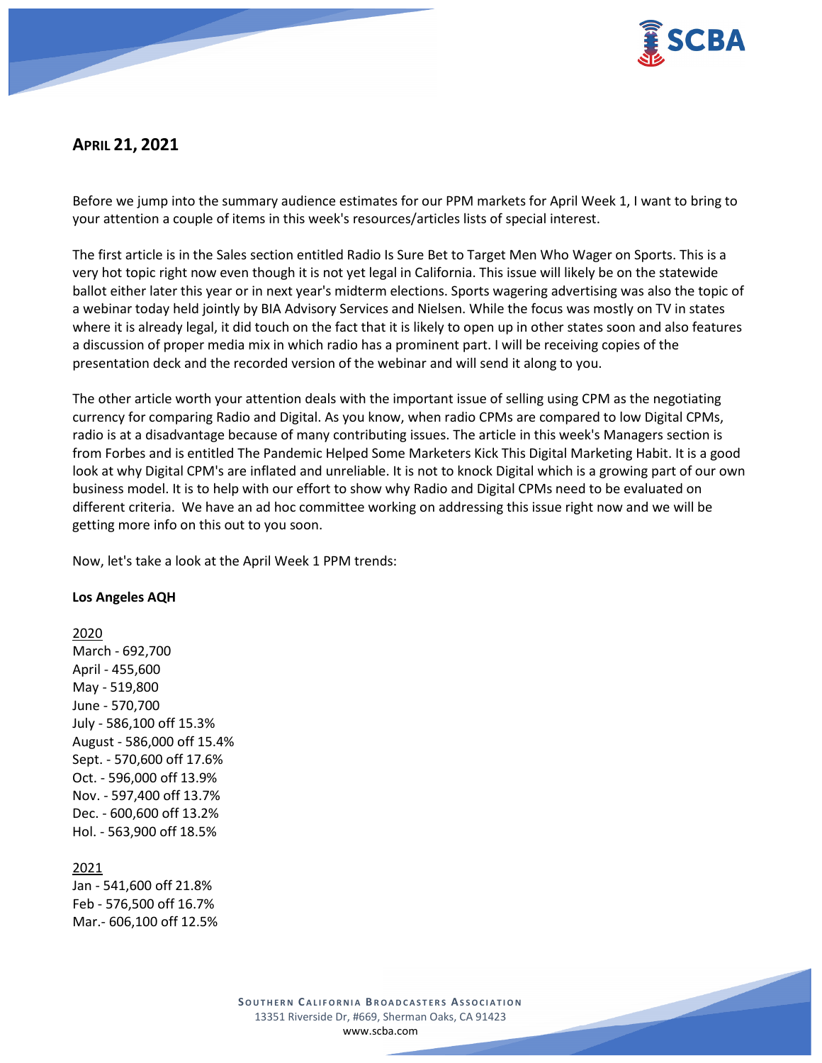## APRIL 21, 2021

Before we jump into the summary audience estimates for our PPM markets for April Week 1, I want to bring to your attention a couple of items in this week's resources/articles lists of special interest.

The first article is in the Sales section entitled Radio Is Sure Bet to Target Men Who Wager on Sports. This is a very hot topic right now even though it is not yet legal in California. This issue will likely be on the statewide ballot either later this year or in next year's midterm elections. Sports wagering advertising was also the topic of a webinar today held jointly by BIA Advisory Services and Nielsen. While the focus was mostly on TV in states where it is already legal, it did touch on the fact that it is likely to open up in other states soon and also features a discussion of proper media mix in which radio has a prominent part. I will be receiving copies of the presentation deck and the recorded version of the webinar and will send it along to you.

The other article worth your attention deals with the important issue of selling using CPM as the negotiating currency for comparing Radio and Digital. As you know, when radio CPMs are compared to low Digital CPMs, radio is at a disadvantage because of many contributing issues. The article in this week's Managers section is from Forbes and is entitled The Pandemic Helped Some Marketers Kick This Digital Marketing Habit. It is a good look at why Digital CPM's are inflated and unreliable. It is not to knock Digital which is a growing part of our own business model. It is to help with our effort to show why Radio and Digital CPMs need to be evaluated on different criteria. We have an ad hoc committee working on addressing this issue right now and we will be getting more info on this out to you soon.

Now, let's take a look at the April Week 1 PPM trends:

**Los Angeles AQH**

2020
March - 692,700
April - 455,600
May - 519,800
June - 570,700
July - 586,100 off 15.3%
August - 586,000 off 15.4%
Sept. - 570,600 off 17.6%
Oct. - 596,000 off 13.9%
Nov. - 597,400 off 13.7%
Dec. - 600,600 off 13.2%
Hol. - 563,900 off 18.5%

2021
Jan - 541,600 off 21.8%
Feb - 576,500 off 16.7%
Mar.- 606,100 off 12.5%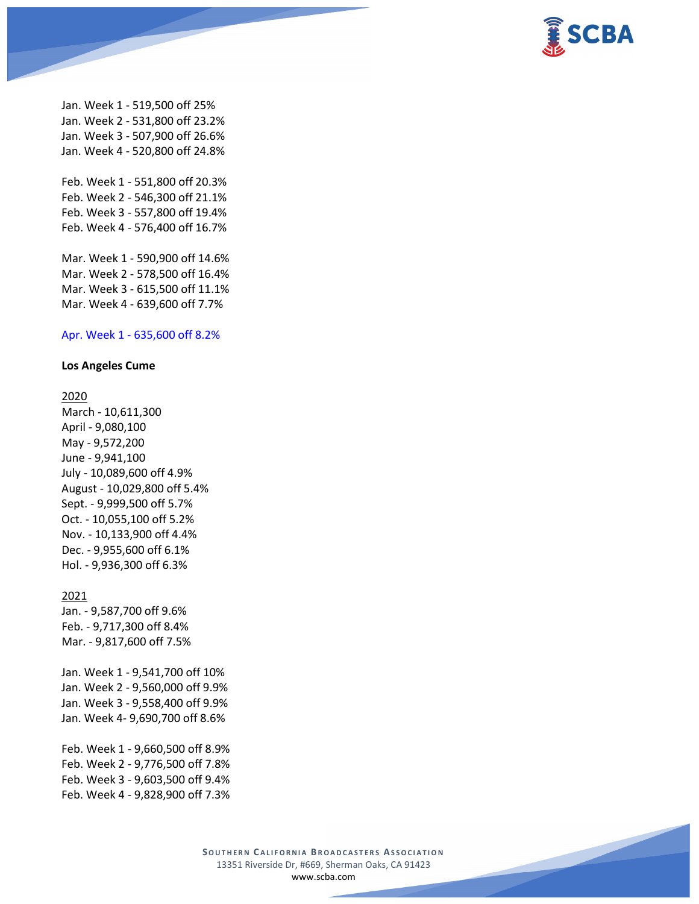Jan. Week 1 - 519,500 off 25%
Jan. Week 2 - 531,800 off 23.2%
Jan. Week 3 - 507,900 off 26.6%
Jan. Week 4 - 520,800 off 24.8%

Feb. Week 1 - 551,800 off 20.3%
Feb. Week 2 - 546,300 off 21.1%
Feb. Week 3 - 557,800 off 19.4%
Feb. Week 4 - 576,400 off 16.7%

Mar. Week 1 - 590,900 off 14.6%
Mar. Week 2 - 578,500 off 16.4%
Mar. Week 3 - 615,500 off 11.1%
Mar. Week 4 - 639,600 off 7.7%

Apr. Week 1 - 635,600 off 8.2%

**Los Angeles Cume**

2020
March - 10,611,300
April - 9,080,100
May - 9,572,200
June - 9,941,100
July - 10,089,600 off 4.9%
August - 10,029,800 off 5.4%
Sept. - 9,999,500 off 5.7%
Oct. - 10,055,100 off 5.2%
Nov. - 10,133,900 off 4.4%
Dec. - 9,955,600 off 6.1%
Hol. - 9,936,300 off 6.3%

2021
Jan. - 9,587,700 off 9.6%
Feb. - 9,717,300 off 8.4%
Mar. - 9,817,600 off 7.5%

Jan. Week 1 - 9,541,700 off 10%
Jan. Week 2 - 9,560,000 off 9.9%
Jan. Week 3 - 9,558,400 off 9.9%
Jan. Week 4- 9,690,700 off 8.6%

Feb. Week 1 - 9,660,500 off 8.9%
Feb. Week 2 - 9,776,500 off 7.8%
Feb. Week 3 - 9,603,500 off 9.4%
Feb. Week 4 - 9,828,900 off 7.3%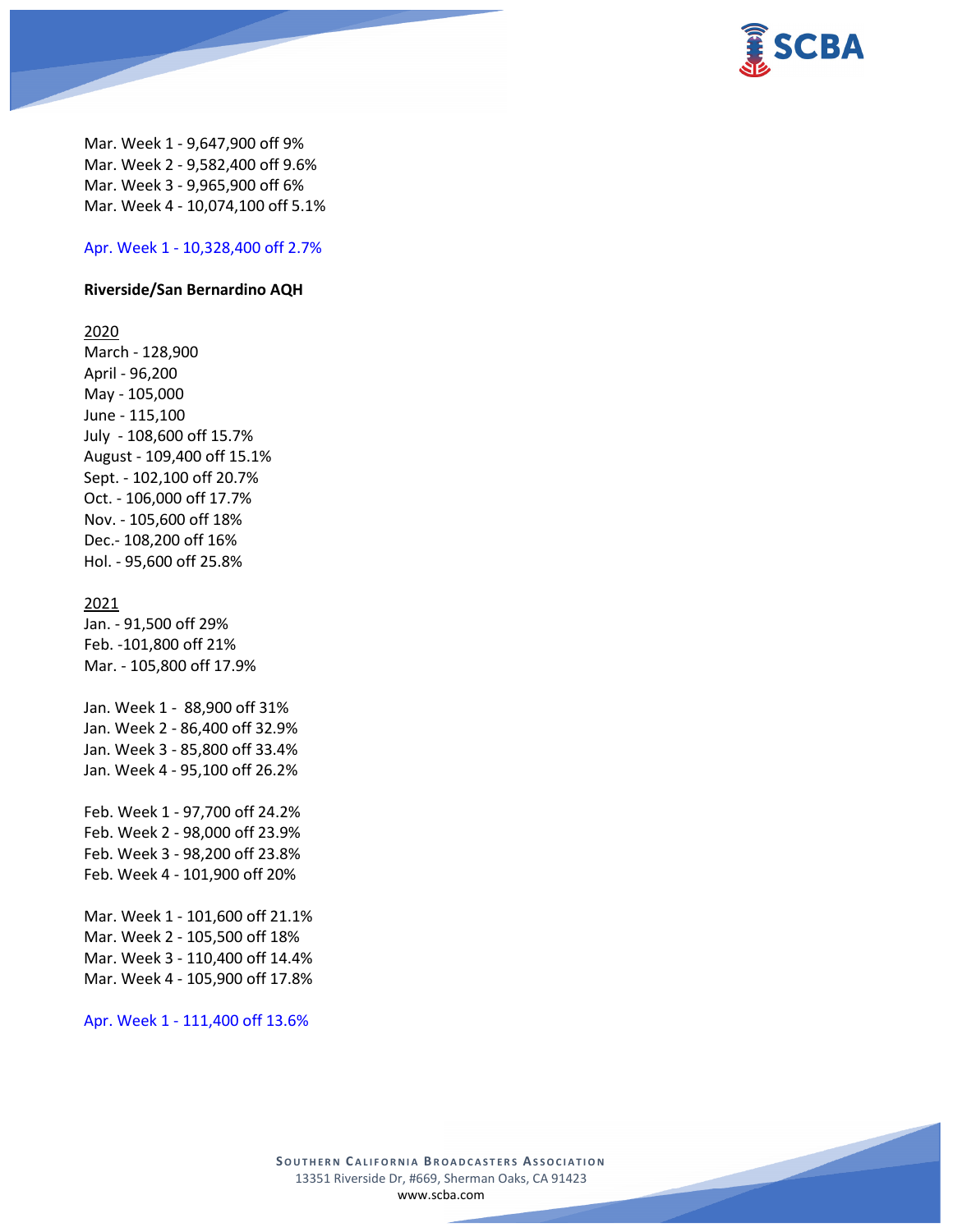Mar. Week 1 - 9,647,900 off 9%
Mar. Week 2 - 9,582,400 off 9.6%
Mar. Week 3 - 9,965,900 off 6%
Mar. Week 4 - 10,074,100 off 5.1%

Apr. Week 1 - 10,328,400 off 2.7%

**Riverside/San Bernardino AQH**

2020
March - 128,900
April - 96,200
May - 105,000
June - 115,100
July - 108,600 off 15.7%
August - 109,400 off 15.1%
Sept. - 102,100 off 20.7%
Oct. - 106,000 off 17.7%
Nov. - 105,600 off 18%
Dec.- 108,200 off 16%
Hol. - 95,600 off 25.8%

2021
Jan. - 91,500 off 29%
Feb. -101,800 off 21%
Mar. - 105,800 off 17.9%

Jan. Week 1 - 88,900 off 31%
Jan. Week 2 - 86,400 off 32.9%
Jan. Week 3 - 85,800 off 33.4%
Jan. Week 4 - 95,100 off 26.2%

Feb. Week 1 - 97,700 off 24.2%
Feb. Week 2 - 98,000 off 23.9%
Feb. Week 3 - 98,200 off 23.8%
Feb. Week 4 - 101,900 off 20%

Mar. Week 1 - 101,600 off 21.1%
Mar. Week 2 - 105,500 off 18%
Mar. Week 3 - 110,400 off 14.4%
Mar. Week 4 - 105,900 off 17.8%

Apr. Week 1 - 111,400 off 13.6%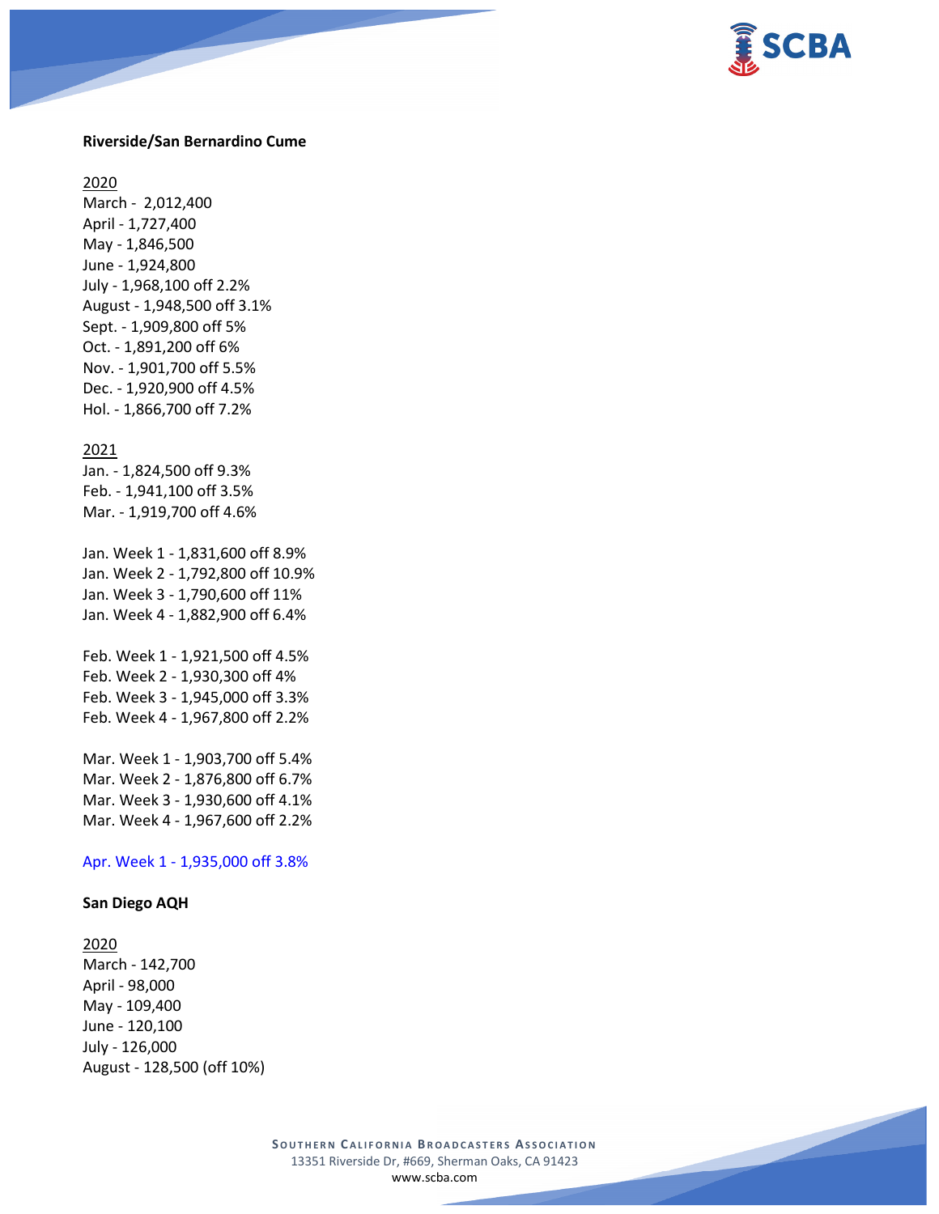**Riverside/San Bernardino Cume**

2020

March - 2,012,400
April - 1,727,400
May - 1,846,500
June - 1,924,800
July - 1,968,100 off 2.2%
August - 1,948,500 off 3.1%
Sept. - 1,909,800 off 5%
Oct. - 1,891,200 off 6%
Nov. - 1,901,700 off 5.5%
Dec. - 1,920,900 off 4.5%
Hol. - 1,866,700 off 7.2%

2021

Jan. - 1,824,500 off 9.3%
Feb. - 1,941,100 off 3.5%
Mar. - 1,919,700 off 4.6%

Jan. Week 1 - 1,831,600 off 8.9%
Jan. Week 2 - 1,792,800 off 10.9%
Jan. Week 3 - 1,790,600 off 11%
Jan. Week 4 - 1,882,900 off 6.4%

Feb. Week 1 - 1,921,500 off 4.5%
Feb. Week 2 - 1,930,300 off 4%
Feb. Week 3 - 1,945,000 off 3.3%
Feb. Week 4 - 1,967,800 off 2.2%

Mar. Week 1 - 1,903,700 off 5.4%
Mar. Week 2 - 1,876,800 off 6.7%
Mar. Week 3 - 1,930,600 off 4.1%
Mar. Week 4 - 1,967,600 off 2.2%

Apr. Week 1 - 1,935,000 off 3.8%

**San Diego AQH**

2020

March - 142,700
April - 98,000
May - 109,400
June - 120,100
July - 126,000
August - 128,500 (off 10%)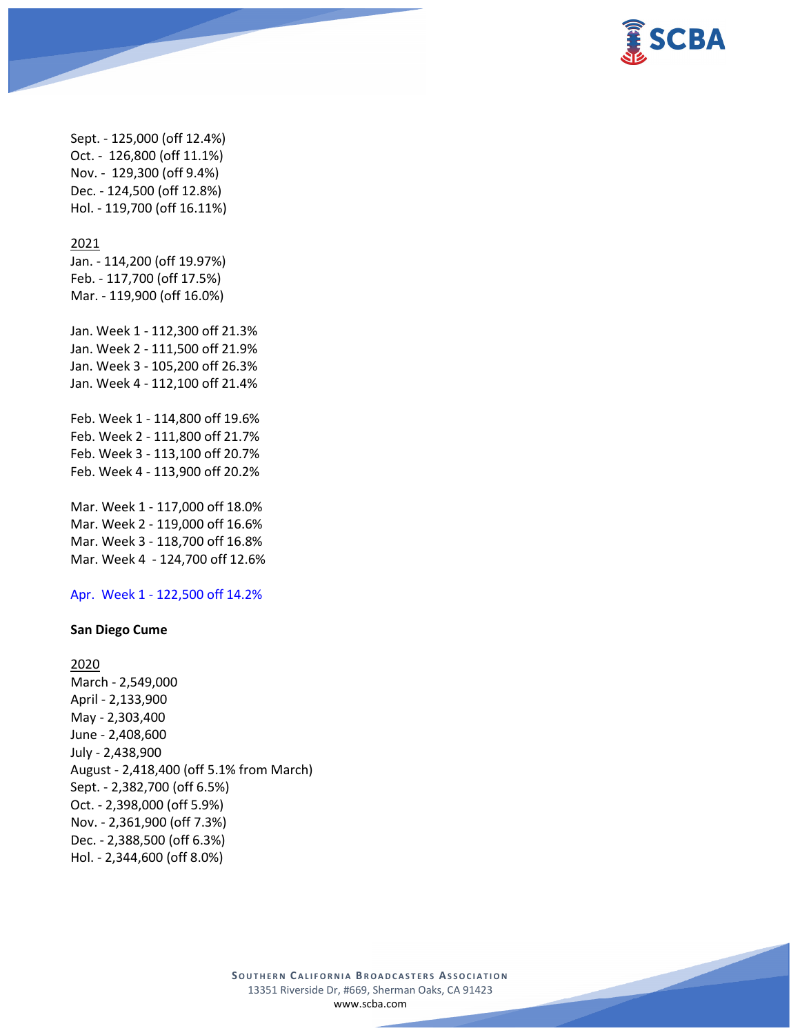Sept. - 125,000 (off 12.4%)
Oct. - 126,800 (off 11.1%)
Nov. - 129,300 (off 9.4%)
Dec. - 124,500 (off 12.8%)
Hol. - 119,700 (off 16.11%)

2021
Jan. - 114,200 (off 19.97%)
Feb. - 117,700 (off 17.5%)
Mar. - 119,900 (off 16.0%)

Jan. Week 1 - 112,300 off 21.3%
Jan. Week 2 - 111,500 off 21.9%
Jan. Week 3 - 105,200 off 26.3%
Jan. Week 4 - 112,100 off 21.4%

Feb. Week 1 - 114,800 off 19.6%
Feb. Week 2 - 111,800 off 21.7%
Feb. Week 3 - 113,100 off 20.7%
Feb. Week 4 - 113,900 off 20.2%

Mar. Week 1 - 117,000 off 18.0%
Mar. Week 2 - 119,000 off 16.6%
Mar. Week 3 - 118,700 off 16.8%
Mar. Week 4 - 124,700 off 12.6%

Apr. Week 1 - 122,500 off 14.2%

**San Diego Cume**

2020
March - 2,549,000
April - 2,133,900
May - 2,303,400
June - 2,408,600
July - 2,438,900
August - 2,418,400 (off 5.1% from March)
Sept. - 2,382,700 (off 6.5%)
Oct. - 2,398,000 (off 5.9%)
Nov. - 2,361,900 (off 7.3%)
Dec. - 2,388,500 (off 6.3%)
Hol. - 2,344,600 (off 8.0%)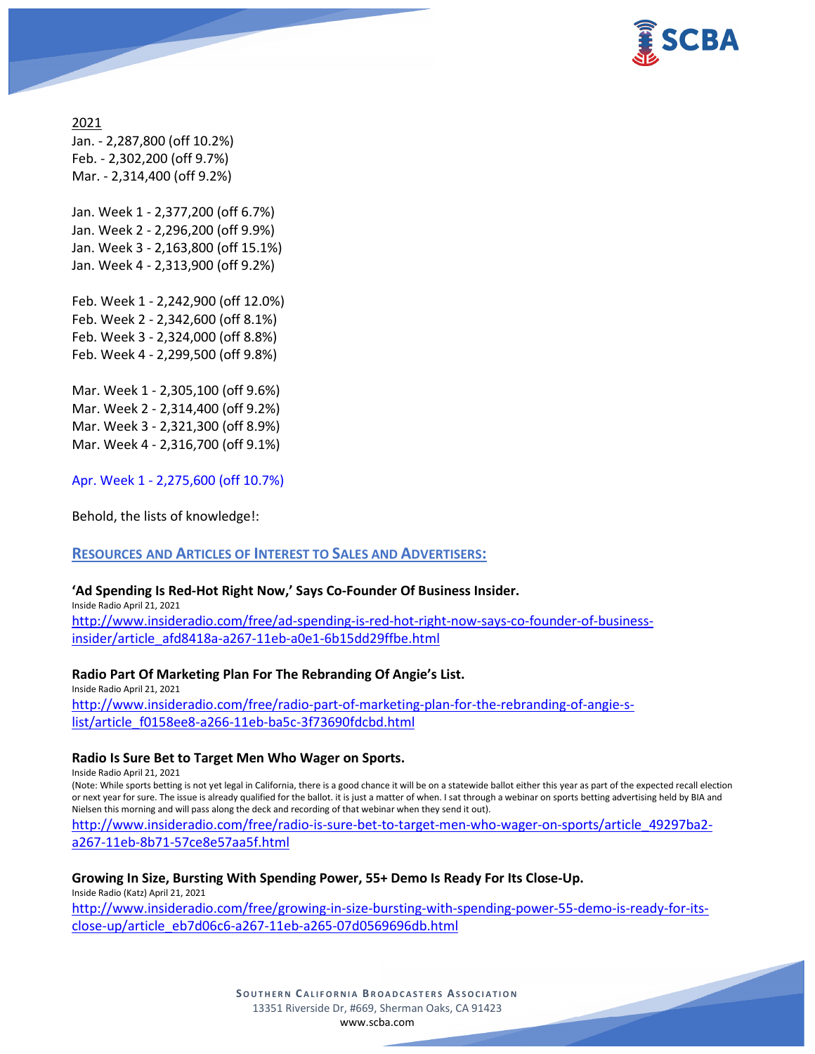2021

Jan. - 2,287,800 (off 10.2%)
Feb. - 2,302,200 (off 9.7%)
Mar. - 2,314,400 (off 9.2%)

Jan. Week 1 - 2,377,200 (off 6.7%)
Jan. Week 2 - 2,296,200 (off 9.9%)
Jan. Week 3 - 2,163,800 (off 15.1%)
Jan. Week 4 - 2,313,900 (off 9.2%)

Feb. Week 1 - 2,242,900 (off 12.0%)
Feb. Week 2 - 2,342,600 (off 8.1%)
Feb. Week 3 - 2,324,000 (off 8.8%)
Feb. Week 4 - 2,299,500 (off 9.8%)

Mar. Week 1 - 2,305,100 (off 9.6%)
Mar. Week 2 - 2,314,400 (off 9.2%)
Mar. Week 3 - 2,321,300 (off 8.9%)
Mar. Week 4 - 2,316,700 (off 9.1%)

Apr. Week 1 - 2,275,600 (off 10.7%)

Behold, the lists of knowledge!:

## RESOURCES AND ARTICLES OF INTEREST TO SALES AND ADVERTISERS:

**'Ad Spending Is Red-Hot Right Now,' Says Co-Founder Of Business Insider.**
Inside Radio April 21, 2021
http://www.insideradio.com/free/ad-spending-is-red-hot-right-now-says-co-founder-of-business-insider/article_afd8418a-a267-11eb-a0e1-6b15dd29ffbe.html

**Radio Part Of Marketing Plan For The Rebranding Of Angie's List.**
Inside Radio April 21, 2021
http://www.insideradio.com/free/radio-part-of-marketing-plan-for-the-rebranding-of-angie-s-list/article_f0158ee8-a266-11eb-ba5c-3f73690fdcbd.html

**Radio Is Sure Bet to Target Men Who Wager on Sports.**
Inside Radio April 21, 2021
(Note: While sports betting is not yet legal in California, there is a good chance it will be on a statewide ballot either this year as part of the expected recall election or next year for sure. The issue is already qualified for the ballot. it is just a matter of when. I sat through a webinar on sports betting advertising held by BIA and Nielsen this morning and will pass along the deck and recording of that webinar when they send it out).
http://www.insideradio.com/free/radio-is-sure-bet-to-target-men-who-wager-on-sports/article_49297ba2-a267-11eb-8b71-57ce8e57aa5f.html

**Growing In Size, Bursting With Spending Power, 55+ Demo Is Ready For Its Close-Up.**
Inside Radio (Katz) April 21, 2021
http://www.insideradio.com/free/growing-in-size-bursting-with-spending-power-55-demo-is-ready-for-its-close-up/article_eb7d06c6-a267-11eb-a265-07d0569696db.html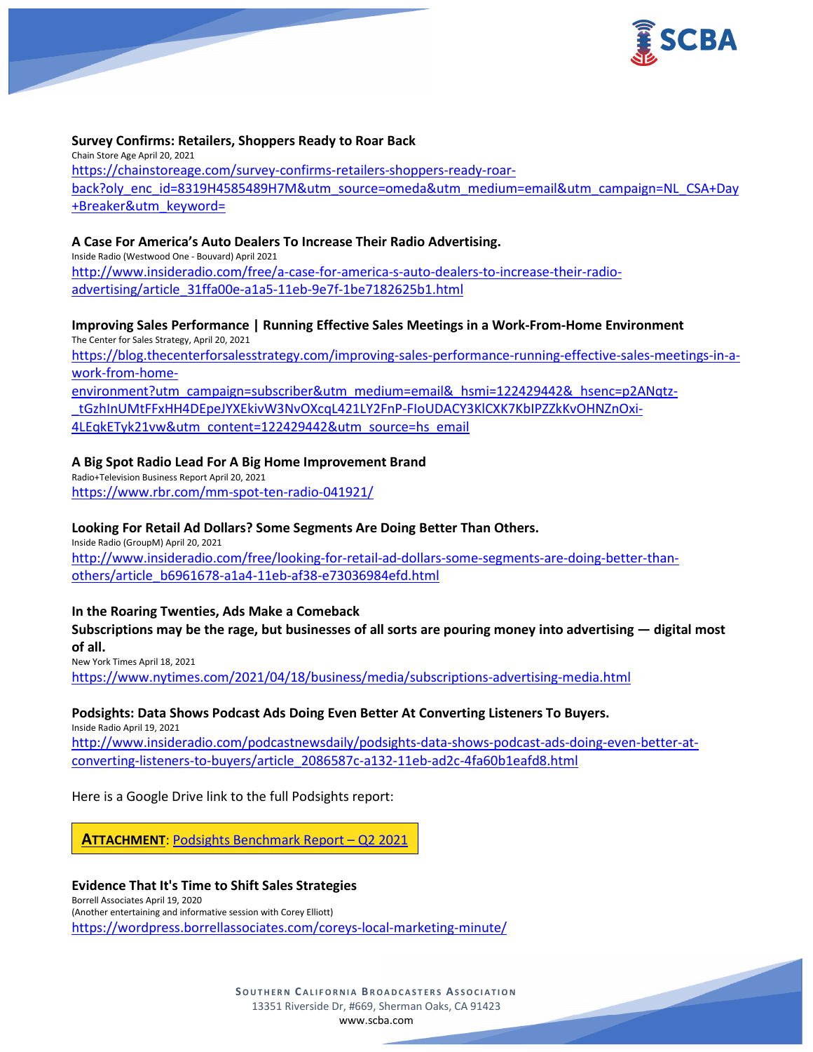**Survey Confirms: Retailers, Shoppers Ready to Roar Back**
Chain Store Age April 20, 2021
[https://chainstoreage.com/survey-confirms-retailers-shoppers-ready-roar-back?oly_enc_id=8319H4585489H7M&utm_source=omeda&utm_medium=email&utm_campaign=NL_CSA+Day+Breaker&utm_keyword=](https://chainstoreage.com/survey-confirms-retailers-shoppers-ready-roar-back?oly_enc_id=8319H4585489H7M&utm_source=omeda&utm_medium=email&utm_campaign=NL_CSA+Day+Breaker&utm_keyword=)

**A Case For America's Auto Dealers To Increase Their Radio Advertising.**
Inside Radio (Westwood One - Bouvard) April 2021
[http://www.insideradio.com/free/a-case-for-america-s-auto-dealers-to-increase-their-radio-advertising/article_31ffa00e-a1a5-11eb-9e7f-1be7182625b1.html](http://www.insideradio.com/free/a-case-for-america-s-auto-dealers-to-increase-their-radio-advertising/article_31ffa00e-a1a5-11eb-9e7f-1be7182625b1.html)

**Improving Sales Performance | Running Effective Sales Meetings in a Work-From-Home Environment**
The Center for Sales Strategy, April 20, 2021
[https://blog.thecenterforsalesstrategy.com/improving-sales-performance-running-effective-sales-meetings-in-a-work-from-home-environment?utm_campaign=subscriber&utm_medium=email&_hsmi=122429442&_hsenc=p2ANqtz-_tGzhInUMtFFxHH4DEpeJYXEkivW3NvOXcqL421LY2FnP-FIoUDACY3KlCXK7KbIPZZkKvOHNZnOxi-4LEqkETyk21vw&utm_content=122429442&utm_source=hs_email](https://blog.thecenterforsalesstrategy.com/improving-sales-performance-running-effective-sales-meetings-in-a-work-from-home-environment?utm_campaign=subscriber&utm_medium=email&_hsmi=122429442&_hsenc=p2ANqtz-_tGzhInUMtFFxHH4DEpeJYXEkivW3NvOXcqL421LY2FnP-FIoUDACY3KlCXK7KbIPZZkKvOHNZnOxi-4LEqkETyk21vw&utm_content=122429442&utm_source=hs_email)

**A Big Spot Radio Lead For A Big Home Improvement Brand**
Radio+Television Business Report April 20, 2021
[https://www.rbr.com/mm-spot-ten-radio-041921/](https://www.rbr.com/mm-spot-ten-radio-041921/)

**Looking For Retail Ad Dollars? Some Segments Are Doing Better Than Others.**
Inside Radio (GroupM) April 20, 2021
[http://www.insideradio.com/free/looking-for-retail-ad-dollars-some-segments-are-doing-better-than-others/article_b6961678-a1a4-11eb-af38-e73036984efd.html](http://www.insideradio.com/free/looking-for-retail-ad-dollars-some-segments-are-doing-better-than-others/article_b6961678-a1a4-11eb-af38-e73036984efd.html)

**In the Roaring Twenties, Ads Make a Comeback**
**Subscriptions may be the rage, but businesses of all sorts are pouring money into advertising — digital most of all.**
New York Times April 18, 2021
[https://www.nytimes.com/2021/04/18/business/media/subscriptions-advertising-media.html](https://www.nytimes.com/2021/04/18/business/media/subscriptions-advertising-media.html)

**Podsights: Data Shows Podcast Ads Doing Even Better At Converting Listeners To Buyers.**
Inside Radio April 19, 2021
[http://www.insideradio.com/podcastnewsdaily/podsights-data-shows-podcast-ads-doing-even-better-at-converting-listeners-to-buyers/article_2086587c-a132-11eb-ad2c-4fa60b1eafd8.html](http://www.insideradio.com/podcastnewsdaily/podsights-data-shows-podcast-ads-doing-even-better-at-converting-listeners-to-buyers/article_2086587c-a132-11eb-ad2c-4fa60b1eafd8.html)

Here is a Google Drive link to the full Podsights report:

**ATTACHMENT**: Podsights Benchmark Report – Q2 2021

**Evidence That It's Time to Shift Sales Strategies**
Borrell Associates April 19, 2020
(Another entertaining and informative session with Corey Elliott)
[https://wordpress.borrellassociates.com/coreys-local-marketing-minute/](https://wordpress.borrellassociates.com/coreys-local-marketing-minute/)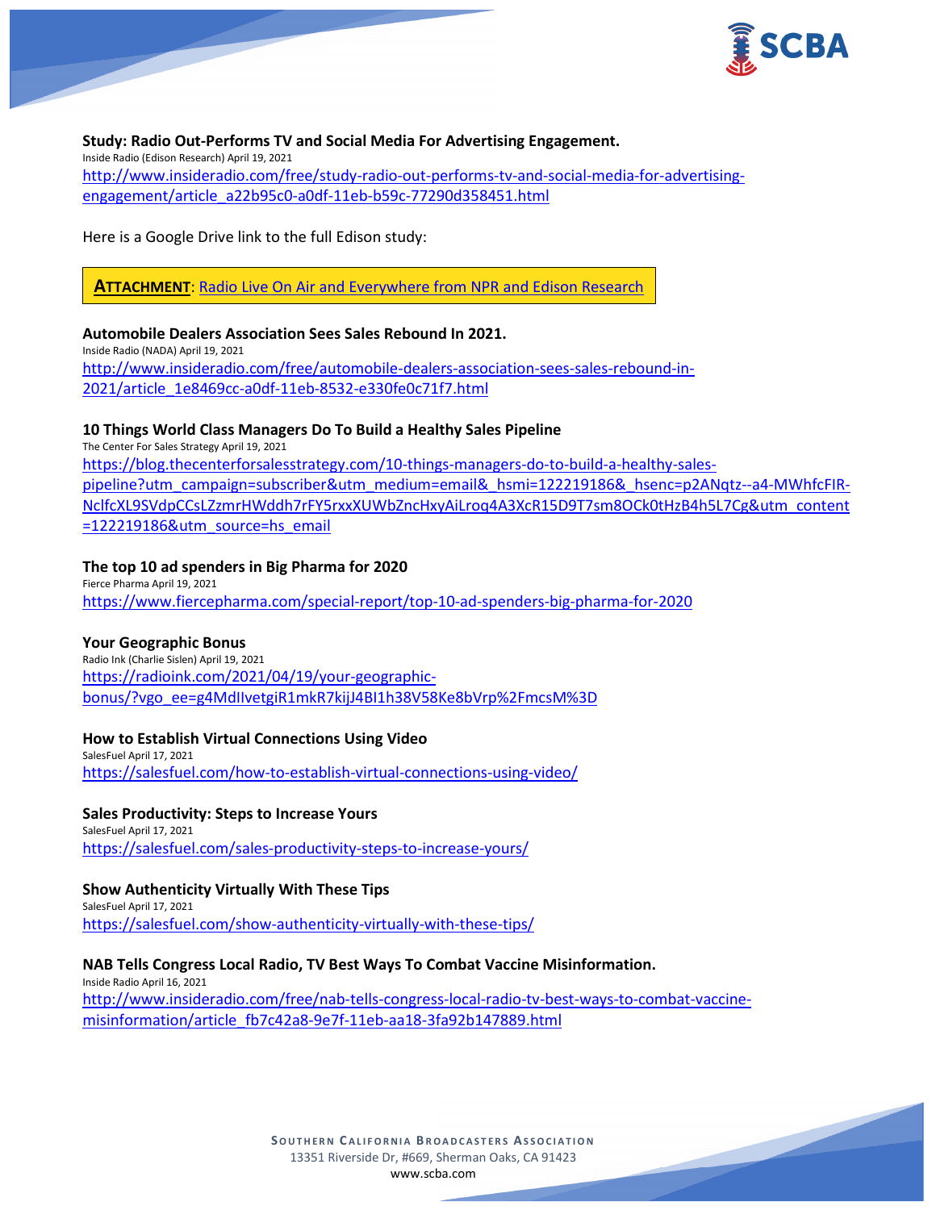**Study: Radio Out-Performs TV and Social Media For Advertising Engagement.**
Inside Radio (Edison Research) April 19, 2021
http://www.insideradio.com/free/study-radio-out-performs-tv-and-social-media-for-advertising-engagement/article_a22b95c0-a0df-11eb-b59c-77290d358451.html

Here is a Google Drive link to the full Edison study:

**ATTACHMENT**: Radio Live On Air and Everywhere from NPR and Edison Research

**Automobile Dealers Association Sees Sales Rebound In 2021.**
Inside Radio (NADA) April 19, 2021
http://www.insideradio.com/free/automobile-dealers-association-sees-sales-rebound-in-2021/article_1e8469cc-a0df-11eb-8532-e330fe0c71f7.html

**10 Things World Class Managers Do To Build a Healthy Sales Pipeline**
The Center For Sales Strategy April 19, 2021
https://blog.thecenterforsalesstrategy.com/10-things-managers-do-to-build-a-healthy-sales-pipeline?utm_campaign=subscriber&utm_medium=email&_hsmi=122219186&_hsenc=p2ANqtz--a4-MWhfcFIR-NclfcXL9SVdpCCsLZzmrHWddh7rFY5rxxXUWbZncHxyAiLroq4A3XcR15D9T7sm8OCk0tHzB4h5L7Cg&utm_content=122219186&utm_source=hs_email

**The top 10 ad spenders in Big Pharma for 2020**
Fierce Pharma April 19, 2021
https://www.fiercepharma.com/special-report/top-10-ad-spenders-big-pharma-for-2020

**Your Geographic Bonus**
Radio Ink (Charlie Sislen) April 19, 2021
https://radioink.com/2021/04/19/your-geographic-bonus/?vgo_ee=g4MdIIvetgiR1mkR7kijJ4BI1h38V58Ke8bVrp%2FmcsM%3D

**How to Establish Virtual Connections Using Video**
SalesFuel April 17, 2021
https://salesfuel.com/how-to-establish-virtual-connections-using-video/

**Sales Productivity: Steps to Increase Yours**
SalesFuel April 17, 2021
https://salesfuel.com/sales-productivity-steps-to-increase-yours/

**Show Authenticity Virtually With These Tips**
SalesFuel April 17, 2021
https://salesfuel.com/show-authenticity-virtually-with-these-tips/

**NAB Tells Congress Local Radio, TV Best Ways To Combat Vaccine Misinformation.**
Inside Radio April 16, 2021
http://www.insideradio.com/free/nab-tells-congress-local-radio-tv-best-ways-to-combat-vaccine-misinformation/article_fb7c42a8-9e7f-11eb-aa18-3fa92b147889.html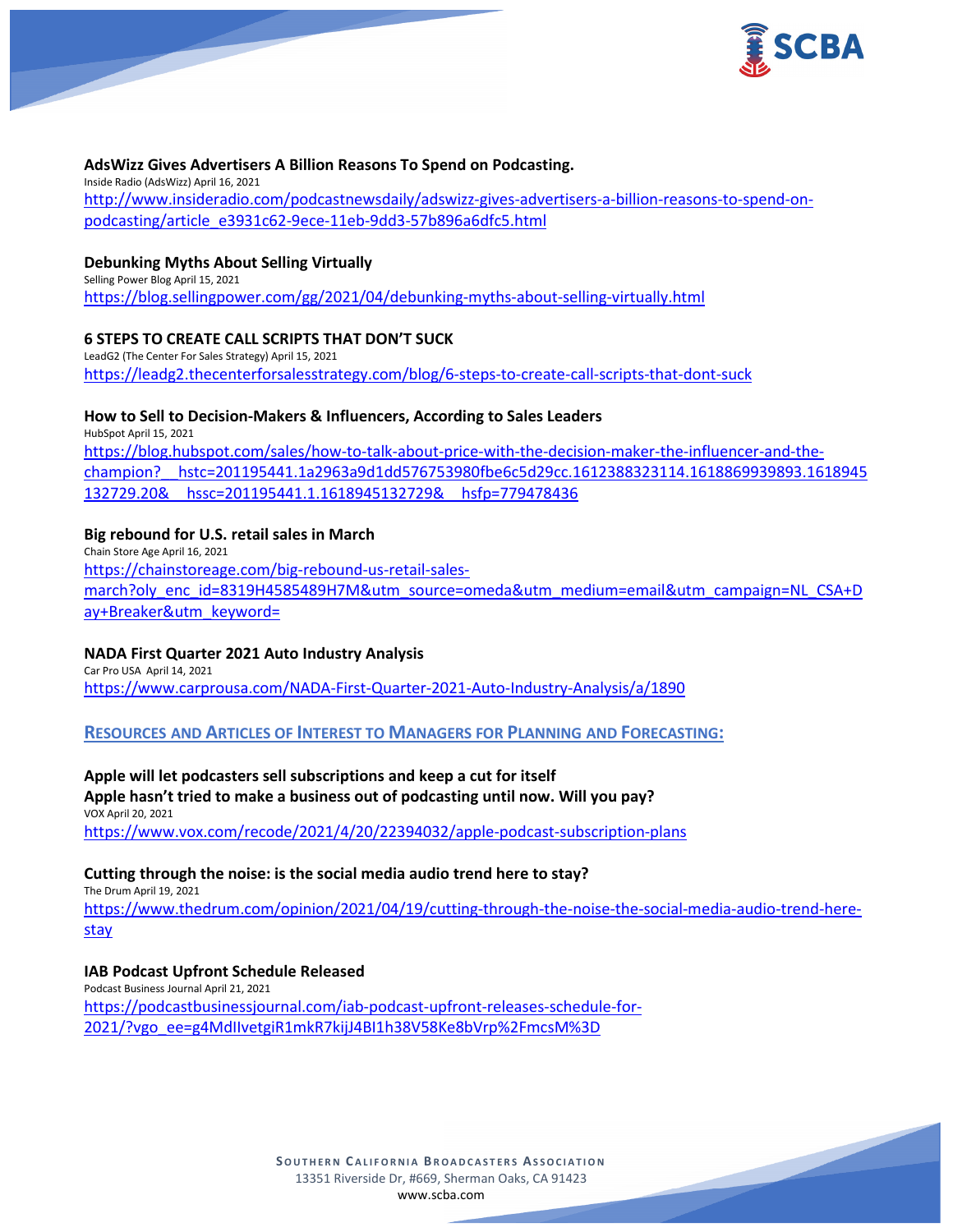**AdsWizz Gives Advertisers A Billion Reasons To Spend on Podcasting.**
Inside Radio (AdsWizz) April 16, 2021
http://www.insideradio.com/podcastnewsdaily/adswizz-gives-advertisers-a-billion-reasons-to-spend-on-podcasting/article_e3931c62-9ece-11eb-9dd3-57b896a6dfc5.html

**Debunking Myths About Selling Virtually**
Selling Power Blog April 15, 2021
https://blog.sellingpower.com/gg/2021/04/debunking-myths-about-selling-virtually.html

**6 STEPS TO CREATE CALL SCRIPTS THAT DON'T SUCK**
LeadG2 (The Center For Sales Strategy) April 15, 2021
https://leadg2.thecenterforsalesstrategy.com/blog/6-steps-to-create-call-scripts-that-dont-suck

**How to Sell to Decision-Makers & Influencers, According to Sales Leaders**
HubSpot April 15, 2021
https://blog.hubspot.com/sales/how-to-talk-about-price-with-the-decision-maker-the-influencer-and-the-champion?__hstc=201195441.1a2963a9d1dd576753980fbe6c5d29cc.1612388323114.1618869939893.1618945132729.20&__hssc=201195441.1.1618945132729&__hsfp=779478436

**Big rebound for U.S. retail sales in March**
Chain Store Age April 16, 2021
https://chainstoreage.com/big-rebound-us-retail-sales-march?oly_enc_id=8319H4585489H7M&utm_source=omeda&utm_medium=email&utm_campaign=NL_CSA+Day+Breaker&utm_keyword=

**NADA First Quarter 2021 Auto Industry Analysis**
Car Pro USA April 14, 2021
https://www.carprousa.com/NADA-First-Quarter-2021-Auto-Industry-Analysis/a/1890

## RESOURCES AND ARTICLES OF INTEREST TO MANAGERS FOR PLANNING AND FORECASTING:

**Apple will let podcasters sell subscriptions and keep a cut for itself**
**Apple hasn't tried to make a business out of podcasting until now. Will you pay?**
VOX April 20, 2021
https://www.vox.com/recode/2021/4/20/22394032/apple-podcast-subscription-plans

**Cutting through the noise: is the social media audio trend here to stay?**
The Drum April 19, 2021
https://www.thedrum.com/opinion/2021/04/19/cutting-through-the-noise-the-social-media-audio-trend-here-stay

**IAB Podcast Upfront Schedule Released**
Podcast Business Journal April 21, 2021
https://podcastbusinessjournal.com/iab-podcast-upfront-releases-schedule-for-2021/?vgo_ee=g4MdIlvetgiR1mkR7kijJ4BI1h38V58Ke8bVrp%2FmcsM%3D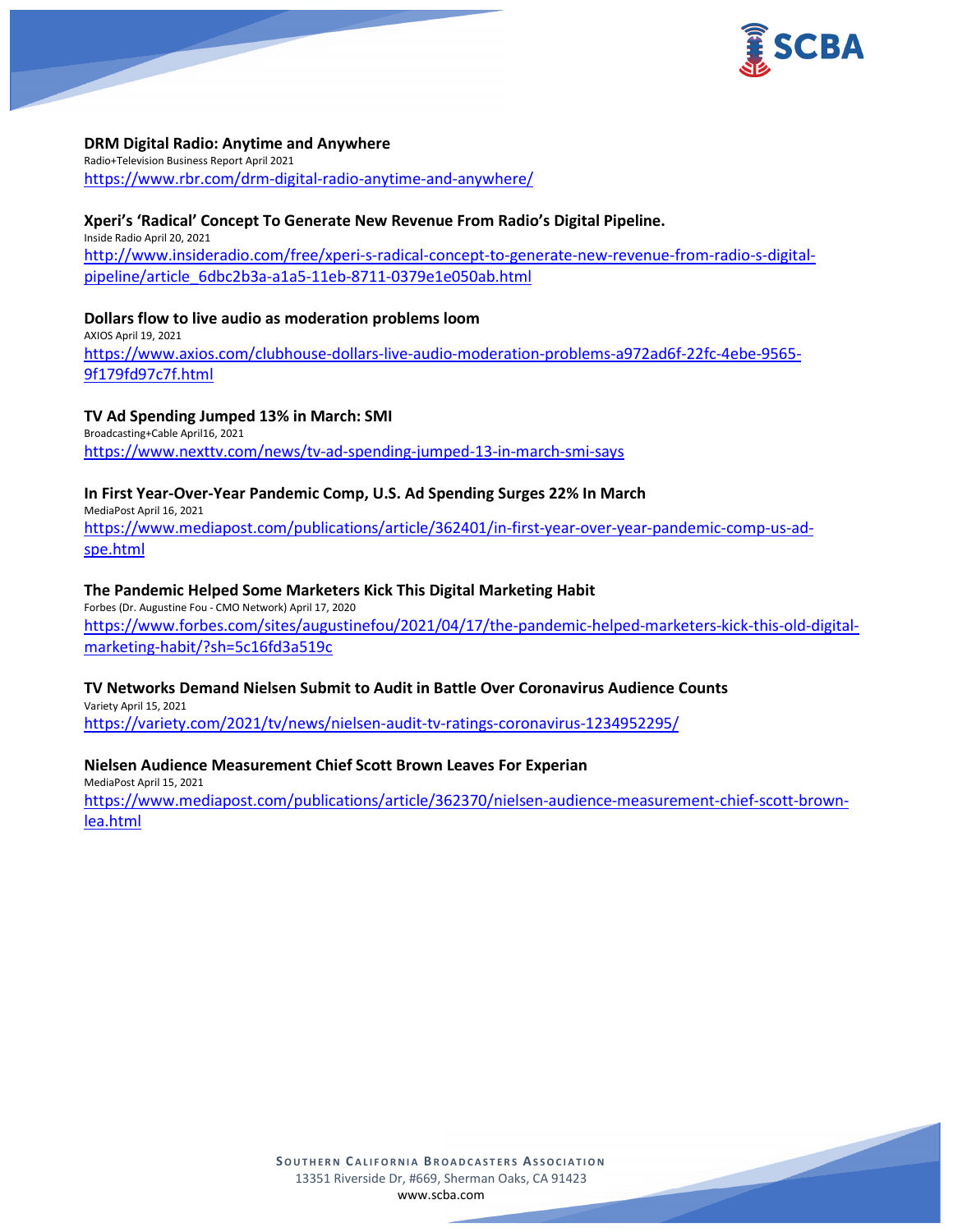**DRM Digital Radio: Anytime and Anywhere**
Radio+Television Business Report April 2021
https://www.rbr.com/drm-digital-radio-anytime-and-anywhere/

**Xperi's 'Radical' Concept To Generate New Revenue From Radio's Digital Pipeline.**
Inside Radio April 20, 2021
http://www.insideradio.com/free/xperi-s-radical-concept-to-generate-new-revenue-from-radio-s-digital-pipeline/article_6dbc2b3a-a1a5-11eb-8711-0379e1e050ab.html

**Dollars flow to live audio as moderation problems loom**
AXIOS April 19, 2021
https://www.axios.com/clubhouse-dollars-live-audio-moderation-problems-a972ad6f-22fc-4ebe-9565-9f179fd97c7f.html

**TV Ad Spending Jumped 13% in March: SMI**
Broadcasting+Cable April16, 2021
https://www.nexttv.com/news/tv-ad-spending-jumped-13-in-march-smi-says

**In First Year-Over-Year Pandemic Comp, U.S. Ad Spending Surges 22% In March**
MediaPost April 16, 2021
https://www.mediapost.com/publications/article/362401/in-first-year-over-year-pandemic-comp-us-ad-spe.html

**The Pandemic Helped Some Marketers Kick This Digital Marketing Habit**
Forbes (Dr. Augustine Fou - CMO Network) April 17, 2020
https://www.forbes.com/sites/augustinefou/2021/04/17/the-pandemic-helped-marketers-kick-this-old-digital-marketing-habit/?sh=5c16fd3a519c

**TV Networks Demand Nielsen Submit to Audit in Battle Over Coronavirus Audience Counts**
Variety April 15, 2021
https://variety.com/2021/tv/news/nielsen-audit-tv-ratings-coronavirus-1234952295/

**Nielsen Audience Measurement Chief Scott Brown Leaves For Experian**
MediaPost April 15, 2021
https://www.mediapost.com/publications/article/362370/nielsen-audience-measurement-chief-scott-brown-lea.html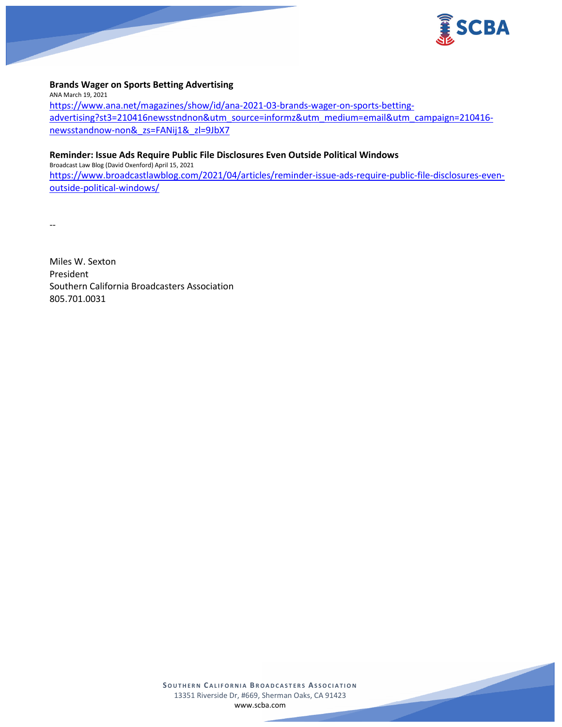**Brands Wager on Sports Betting Advertising**
ANA March 19, 2021
https://www.ana.net/magazines/show/id/ana-2021-03-brands-wager-on-sports-betting-advertising?st3=210416newsstndnon&utm_source=informz&utm_medium=email&utm_campaign=210416-newsstandnow-non&_zs=FANij1&_zl=9JbX7

**Reminder: Issue Ads Require Public File Disclosures Even Outside Political Windows**
Broadcast Law Blog (David Oxenford) April 15, 2021
https://www.broadcastlawblog.com/2021/04/articles/reminder-issue-ads-require-public-file-disclosures-even-outside-political-windows/

--

Miles W. Sexton
President
Southern California Broadcasters Association
805.701.0031